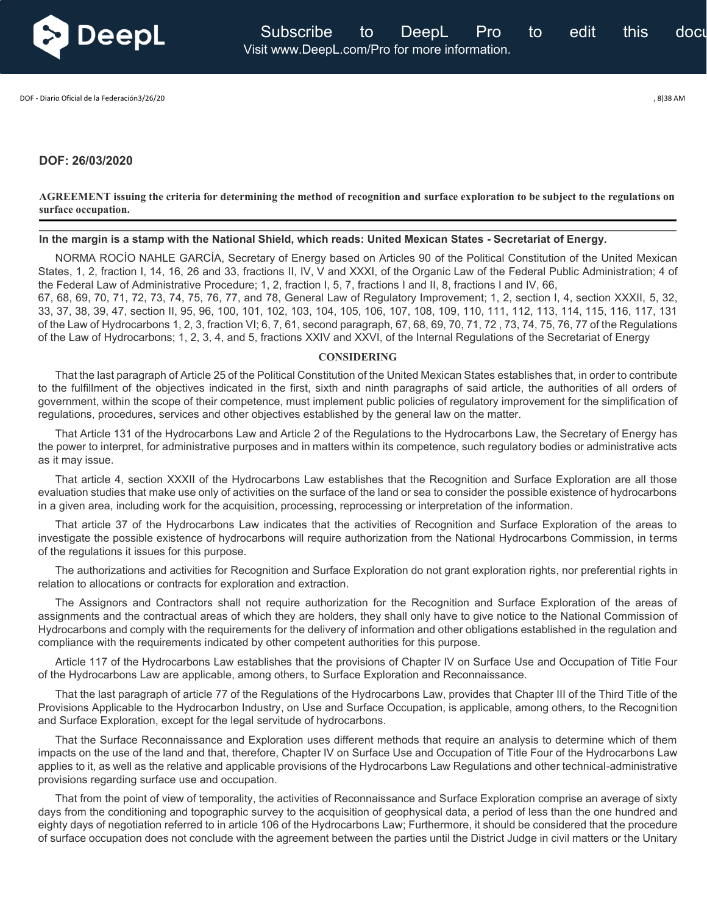**DOF: 26/03/2020**

**AGREEMENT issuing the criteria for determining the method of recognition and surface exploration to be subject to the regulations on surface occupation.**

**In the margin is a stamp with the National Shield, which reads: United Mexican States - Secretariat of Energy.**

NORMA ROCÍO NAHLE GARCÍA, Secretary of Energy based on Articles 90 of the Political Constitution of the United Mexican States, 1, 2, fraction I, 14, 16, 26 and 33, fractions II, IV, V and XXXI, of the Organic Law of the Federal Public Administration; 4 of the Federal Law of Administrative Procedure; 1, 2, fraction I, 5, 7, fractions I and II, 8, fractions I and IV, 66, 67, 68, 69, 70, 71, 72, 73, 74, 75, 76, 77, and 78, General Law of Regulatory Improvement; 1, 2, section I, 4, section XXXII, 5, 32, 33, 37, 38, 39, 47, section II, 95, 96, 100, 101, 102, 103, 104, 105, 106, 107, 108, 109, 110, 111, 112, 113, 114, 115, 116, 117, 131 of the Law of Hydrocarbons 1, 2, 3, fraction VI; 6, 7, 61, second paragraph, 67, 68, 69, 70, 71, 72 , 73, 74, 75, 76, 77 of the Regulations of the Law of Hydrocarbons; 1, 2, 3, 4, and 5, fractions XXIV and XXVI, of the Internal Regulations of the Secretariat of Energy

**CONSIDERING**

That the last paragraph of Article 25 of the Political Constitution of the United Mexican States establishes that, in order to contribute to the fulfillment of the objectives indicated in the first, sixth and ninth paragraphs of said article, the authorities of all orders of government, within the scope of their competence, must implement public policies of regulatory improvement for the simplification of regulations, procedures, services and other objectives established by the general law on the matter.

That Article 131 of the Hydrocarbons Law and Article 2 of the Regulations to the Hydrocarbons Law, the Secretary of Energy has the power to interpret, for administrative purposes and in matters within its competence, such regulatory bodies or administrative acts as it may issue.

That article 4, section XXXII of the Hydrocarbons Law establishes that the Recognition and Surface Exploration are all those evaluation studies that make use only of activities on the surface of the land or sea to consider the possible existence of hydrocarbons in a given area, including work for the acquisition, processing, reprocessing or interpretation of the information.

That article 37 of the Hydrocarbons Law indicates that the activities of Recognition and Surface Exploration of the areas to investigate the possible existence of hydrocarbons will require authorization from the National Hydrocarbons Commission, in terms of the regulations it issues for this purpose.

The authorizations and activities for Recognition and Surface Exploration do not grant exploration rights, nor preferential rights in relation to allocations or contracts for exploration and extraction.

The Assignors and Contractors shall not require authorization for the Recognition and Surface Exploration of the areas of assignments and the contractual areas of which they are holders, they shall only have to give notice to the National Commission of Hydrocarbons and comply with the requirements for the delivery of information and other obligations established in the regulation and compliance with the requirements indicated by other competent authorities for this purpose.

Article 117 of the Hydrocarbons Law establishes that the provisions of Chapter IV on Surface Use and Occupation of Title Four of the Hydrocarbons Law are applicable, among others, to Surface Exploration and Reconnaissance.

That the last paragraph of article 77 of the Regulations of the Hydrocarbons Law, provides that Chapter III of the Third Title of the Provisions Applicable to the Hydrocarbon Industry, on Use and Surface Occupation, is applicable, among others, to the Recognition and Surface Exploration, except for the legal servitude of hydrocarbons.

That the Surface Reconnaissance and Exploration uses different methods that require an analysis to determine which of them impacts on the use of the land and that, therefore, Chapter IV on Surface Use and Occupation of Title Four of the Hydrocarbons Law applies to it, as well as the relative and applicable provisions of the Hydrocarbons Law Regulations and other technical-administrative provisions regarding surface use and occupation.

That from the point of view of temporality, the activities of Reconnaissance and Surface Exploration comprise an average of sixty days from the conditioning and topographic survey to the acquisition of geophysical data, a period of less than the one hundred and eighty days of negotiation referred to in article 106 of the Hydrocarbons Law; Furthermore, it should be considered that the procedure of surface occupation does not conclude with the agreement between the parties until the District Judge in civil matters or the Unitary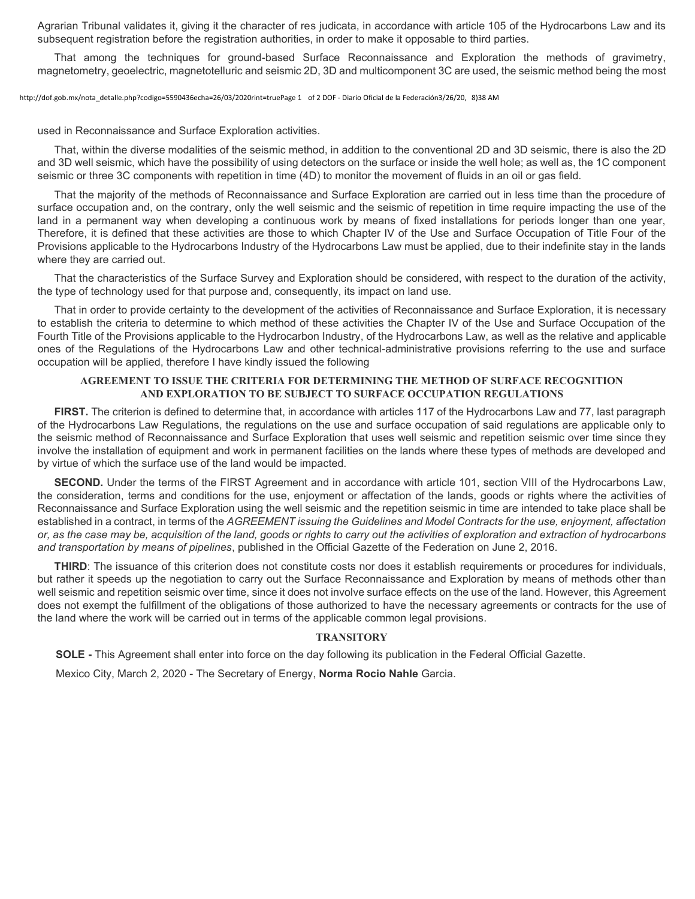Agrarian Tribunal validates it, giving it the character of res judicata, in accordance with article 105 of the Hydrocarbons Law and its subsequent registration before the registration authorities, in order to make it opposable to third parties.

That among the techniques for ground-based Surface Reconnaissance and Exploration the methods of gravimetry, magnetometry, geoelectric, magnetotelluric and seismic 2D, 3D and multicomponent 3C are used, the seismic method being the most used in Reconnaissance and Surface Exploration activities.

That, within the diverse modalities of the seismic method, in addition to the conventional 2D and 3D seismic, there is also the 2D and 3D well seismic, which have the possibility of using detectors on the surface or inside the well hole; as well as, the 1C component seismic or three 3C components with repetition in time (4D) to monitor the movement of fluids in an oil or gas field.

That the majority of the methods of Reconnaissance and Surface Exploration are carried out in less time than the procedure of surface occupation and, on the contrary, only the well seismic and the seismic of repetition in time require impacting the use of the land in a permanent way when developing a continuous work by means of fixed installations for periods longer than one year, Therefore, it is defined that these activities are those to which Chapter IV of the Use and Surface Occupation of Title Four of the Provisions applicable to the Hydrocarbons Industry of the Hydrocarbons Law must be applied, due to their indefinite stay in the lands where they are carried out.

That the characteristics of the Surface Survey and Exploration should be considered, with respect to the duration of the activity, the type of technology used for that purpose and, consequently, its impact on land use.

That in order to provide certainty to the development of the activities of Reconnaissance and Surface Exploration, it is necessary to establish the criteria to determine to which method of these activities the Chapter IV of the Use and Surface Occupation of the Fourth Title of the Provisions applicable to the Hydrocarbon Industry, of the Hydrocarbons Law, as well as the relative and applicable ones of the Regulations of the Hydrocarbons Law and other technical-administrative provisions referring to the use and surface occupation will be applied, therefore I have kindly issued the following

## AGREEMENT TO ISSUE THE CRITERIA FOR DETERMINING THE METHOD OF SURFACE RECOGNITION AND EXPLORATION TO BE SUBJECT TO SURFACE OCCUPATION REGULATIONS

**FIRST.** The criterion is defined to determine that, in accordance with articles 117 of the Hydrocarbons Law and 77, last paragraph of the Hydrocarbons Law Regulations, the regulations on the use and surface occupation of said regulations are applicable only to the seismic method of Reconnaissance and Surface Exploration that uses well seismic and repetition seismic over time since they involve the installation of equipment and work in permanent facilities on the lands where these types of methods are developed and by virtue of which the surface use of the land would be impacted.

**SECOND.** Under the terms of the FIRST Agreement and in accordance with article 101, section VIII of the Hydrocarbons Law, the consideration, terms and conditions for the use, enjoyment or affectation of the lands, goods or rights where the activities of Reconnaissance and Surface Exploration using the well seismic and the repetition seismic in time are intended to take place shall be established in a contract, in terms of the *AGREEMENT issuing the Guidelines and Model Contracts for the use, enjoyment, affectation or, as the case may be, acquisition of the land, goods or rights to carry out the activities of exploration and extraction of hydrocarbons and transportation by means of pipelines*, published in the Official Gazette of the Federation on June 2, 2016.

**THIRD**: The issuance of this criterion does not constitute costs nor does it establish requirements or procedures for individuals, but rather it speeds up the negotiation to carry out the Surface Reconnaissance and Exploration by means of methods other than well seismic and repetition seismic over time, since it does not involve surface effects on the use of the land. However, this Agreement does not exempt the fulfillment of the obligations of those authorized to have the necessary agreements or contracts for the use of the land where the work will be carried out in terms of the applicable common legal provisions.

### TRANSITORY

**SOLE -** This Agreement shall enter into force on the day following its publication in the Federal Official Gazette.

Mexico City, March 2, 2020 - The Secretary of Energy, **Norma Rocio Nahle** Garcia.